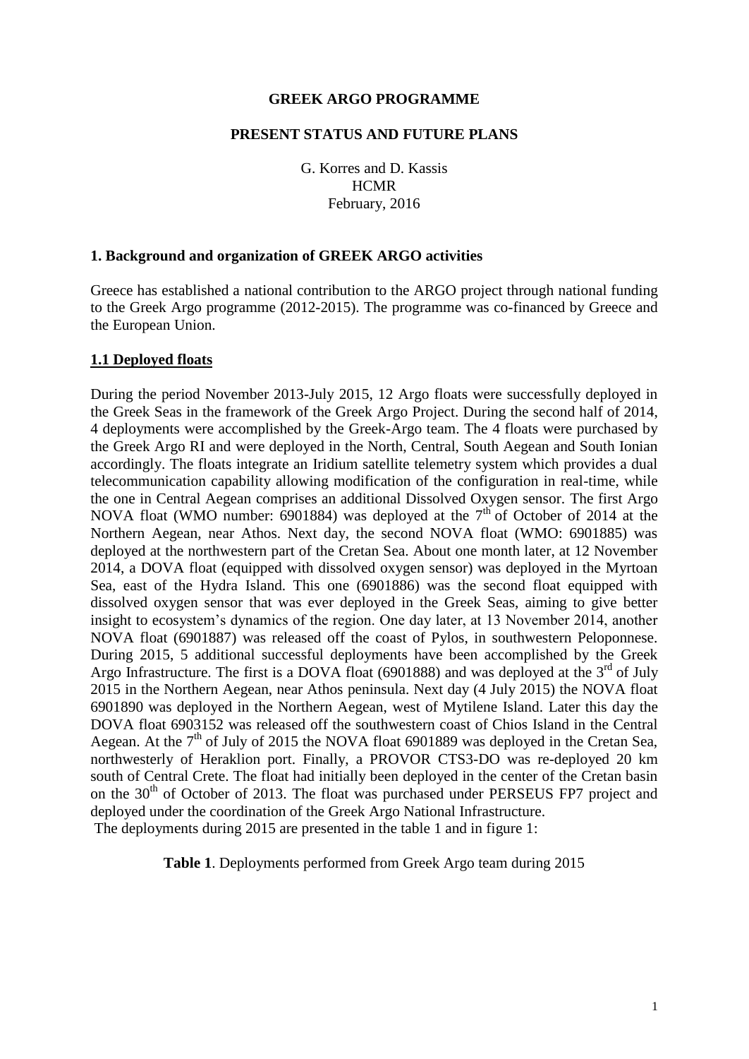**GREEK ARGO PROGRAMME**

**PRESENT STATUS AND FUTURE PLANS**

G. Korres and D. Kassis
HCMR
February, 2016

## 1. Background and organization of GREEK ARGO activities

Greece has established a national contribution to the ARGO project through national funding to the Greek Argo programme (2012-2015). The programme was co-financed by Greece and the European Union.

### 1.1 Deployed floats

During the period November 2013-July 2015, 12 Argo floats were successfully deployed in the Greek Seas in the framework of the Greek Argo Project. During the second half of 2014, 4 deployments were accomplished by the Greek-Argo team. The 4 floats were purchased by the Greek Argo RI and were deployed in the North, Central, South Aegean and South Ionian accordingly. The floats integrate an Iridium satellite telemetry system which provides a dual telecommunication capability allowing modification of the configuration in real-time, while the one in Central Aegean comprises an additional Dissolved Oxygen sensor. The first Argo NOVA float (WMO number: 6901884) was deployed at the 7th of October of 2014 at the Northern Aegean, near Athos. Next day, the second NOVA float (WMO: 6901885) was deployed at the northwestern part of the Cretan Sea. About one month later, at 12 November 2014, a DOVA float (equipped with dissolved oxygen sensor) was deployed in the Myrtoan Sea, east of the Hydra Island. This one (6901886) was the second float equipped with dissolved oxygen sensor that was ever deployed in the Greek Seas, aiming to give better insight to ecosystem's dynamics of the region. One day later, at 13 November 2014, another NOVA float (6901887) was released off the coast of Pylos, in southwestern Peloponnese. During 2015, 5 additional successful deployments have been accomplished by the Greek Argo Infrastructure. The first is a DOVA float (6901888) and was deployed at the 3rd of July 2015 in the Northern Aegean, near Athos peninsula. Next day (4 July 2015) the NOVA float 6901890 was deployed in the Northern Aegean, west of Mytilene Island. Later this day the DOVA float 6903152 was released off the southwestern coast of Chios Island in the Central Aegean. At the 7th of July of 2015 the NOVA float 6901889 was deployed in the Cretan Sea, northwesterly of Heraklion port. Finally, a PROVOR CTS3-DO was re-deployed 20 km south of Central Crete. The float had initially been deployed in the center of the Cretan basin on the 30th of October of 2013. The float was purchased under PERSEUS FP7 project and deployed under the coordination of the Greek Argo National Infrastructure.
The deployments during 2015 are presented in the table 1 and in figure 1:

**Table 1**. Deployments performed from Greek Argo team during 2015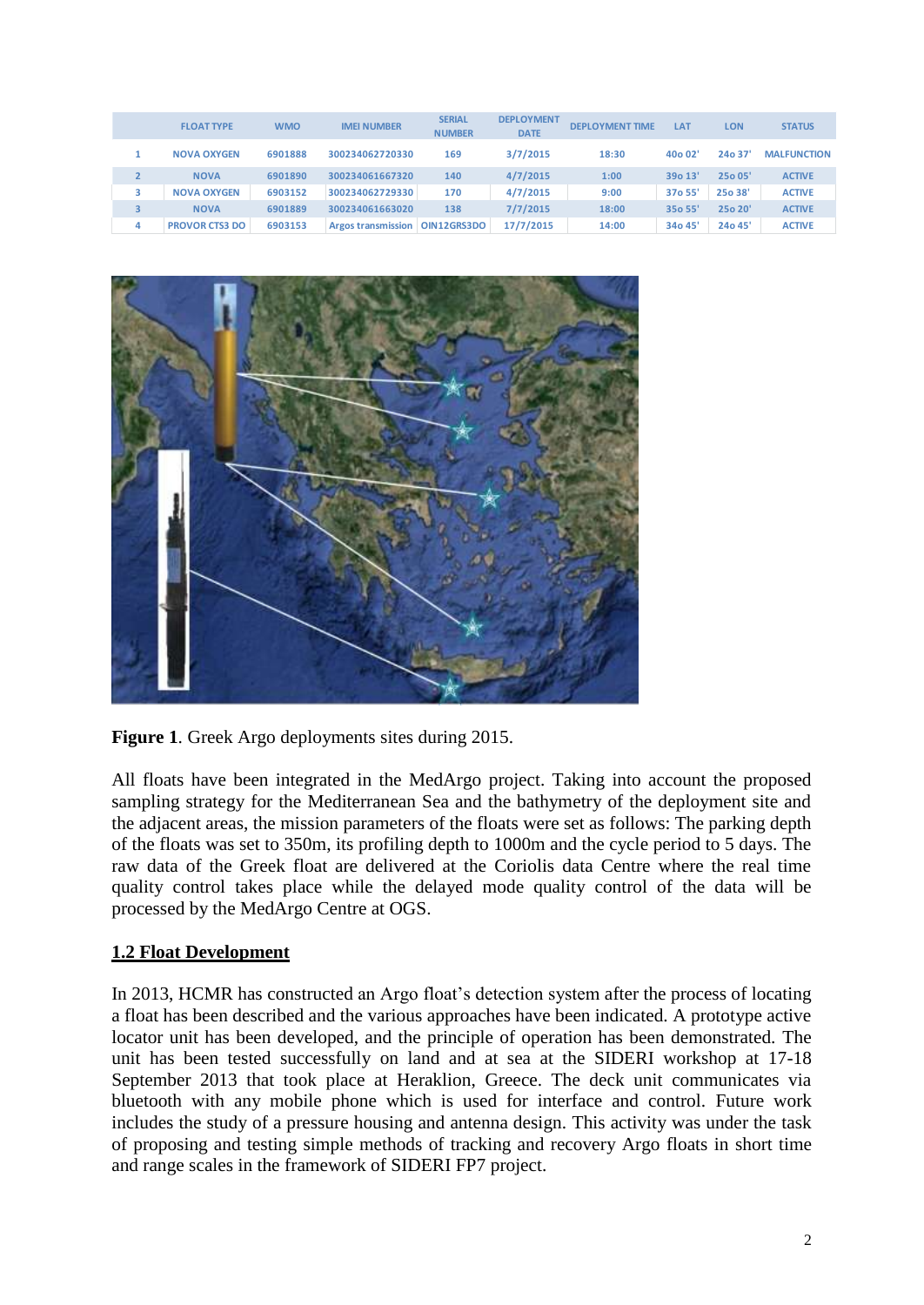| | FLOAT TYPE | WMO | IMEI NUMBER | SERIAL NUMBER | DEPLOYMENT DATE | DEPLOYMENT TIME | LAT | LON | STATUS |
|---|---|---|---|---|---|---|---|---|---|
| 1 | NOVA OXYGEN | 6901888 | 300234062720330 | 169 | 3/7/2015 | 18:30 | 40o 02' | 24o 37' | MALFUNCTION |
| 2 | NOVA | 6901890 | 300234061667320 | 140 | 4/7/2015 | 1:00 | 39o 13' | 25o 05' | ACTIVE |
| 3 | NOVA OXYGEN | 6903152 | 300234062729330 | 170 | 4/7/2015 | 9:00 | 37o 55' | 25o 38' | ACTIVE |
| 3 | NOVA | 6901889 | 300234061663020 | 138 | 7/7/2015 | 18:00 | 35o 55' | 25o 20' | ACTIVE |
| 4 | PROVOR CTS3 DO | 6903153 | Argos transmission | OIN12GRS3DO | 17/7/2015 | 14:00 | 34o 45' | 24o 45' | ACTIVE |

**Figure 1**. Greek Argo deployments sites during 2015.

All floats have been integrated in the MedArgo project. Taking into account the proposed sampling strategy for the Mediterranean Sea and the bathymetry of the deployment site and the adjacent areas, the mission parameters of the floats were set as follows: The parking depth of the floats was set to 350m, its profiling depth to 1000m and the cycle period to 5 days. The raw data of the Greek float are delivered at the Coriolis data Centre where the real time quality control takes place while the delayed mode quality control of the data will be processed by the MedArgo Centre at OGS.

## 1.2 Float Development

In 2013, HCMR has constructed an Argo float's detection system after the process of locating a float has been described and the various approaches have been indicated. A prototype active locator unit has been developed, and the principle of operation has been demonstrated. The unit has been tested successfully on land and at sea at the SIDERI workshop at 17-18 September 2013 that took place at Heraklion, Greece. The deck unit communicates via bluetooth with any mobile phone which is used for interface and control. Future work includes the study of a pressure housing and antenna design. This activity was under the task of proposing and testing simple methods of tracking and recovery Argo floats in short time and range scales in the framework of SIDERI FP7 project.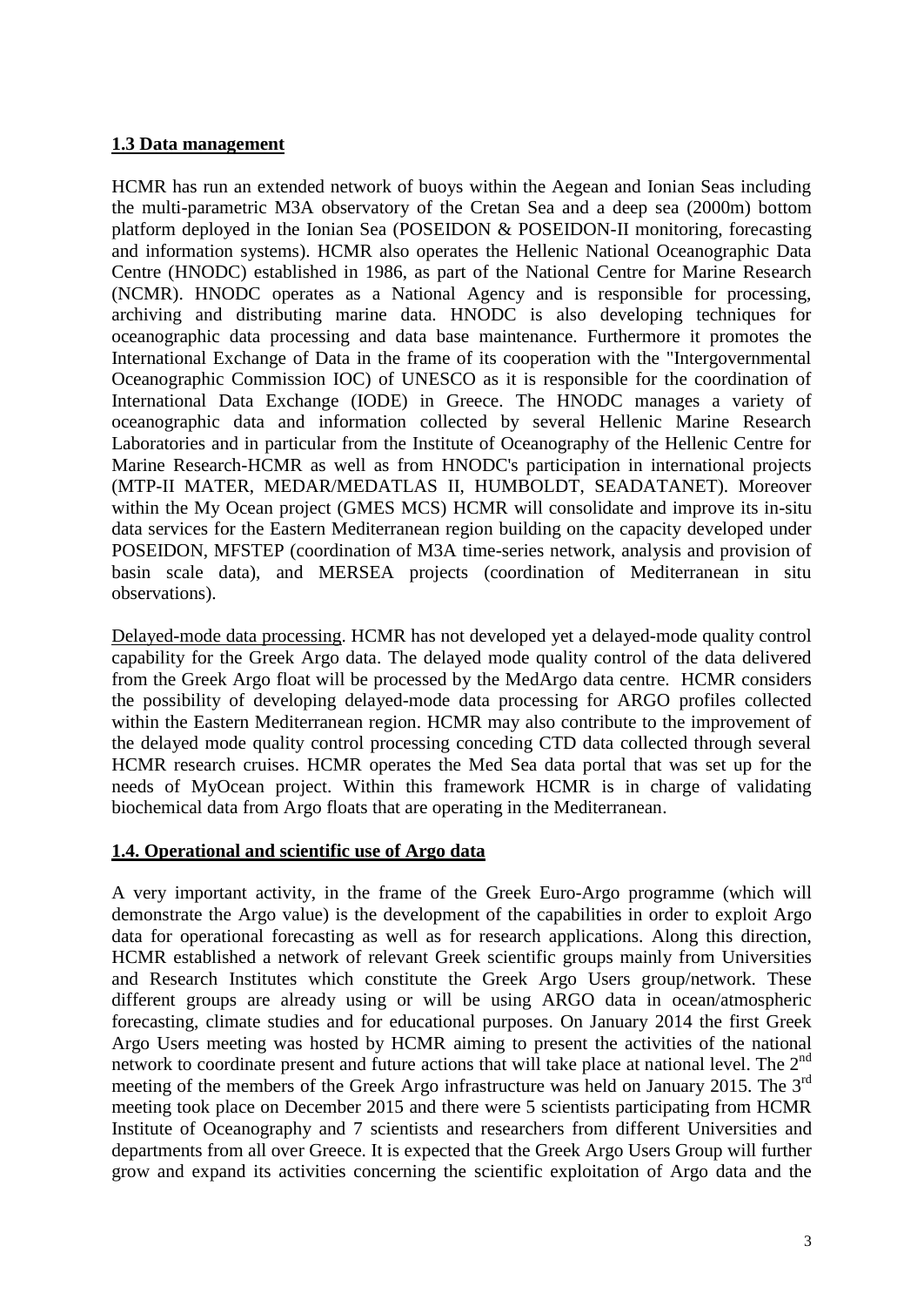## 1.3 Data management

HCMR has run an extended network of buoys within the Aegean and Ionian Seas including the multi-parametric M3A observatory of the Cretan Sea and a deep sea (2000m) bottom platform deployed in the Ionian Sea (POSEIDON & POSEIDON-II monitoring, forecasting and information systems). HCMR also operates the Hellenic National Oceanographic Data Centre (HNODC) established in 1986, as part of the National Centre for Marine Research (NCMR). HNODC operates as a National Agency and is responsible for processing, archiving and distributing marine data. HNODC is also developing techniques for oceanographic data processing and data base maintenance. Furthermore it promotes the International Exchange of Data in the frame of its cooperation with the "Intergovernmental Oceanographic Commission IOC) of UNESCO as it is responsible for the coordination of International Data Exchange (IODE) in Greece. The HNODC manages a variety of oceanographic data and information collected by several Hellenic Marine Research Laboratories and in particular from the Institute of Oceanography of the Hellenic Centre for Marine Research-HCMR as well as from HNODC's participation in international projects (MTP-II MATER, MEDAR/MEDATLAS II, HUMBOLDT, SEADATANET). Moreover within the My Ocean project (GMES MCS) HCMR will consolidate and improve its in-situ data services for the Eastern Mediterranean region building on the capacity developed under POSEIDON, MFSTEP (coordination of M3A time-series network, analysis and provision of basin scale data), and MERSEA projects (coordination of Mediterranean in situ observations).

Delayed-mode data processing. HCMR has not developed yet a delayed-mode quality control capability for the Greek Argo data. The delayed mode quality control of the data delivered from the Greek Argo float will be processed by the MedArgo data centre. HCMR considers the possibility of developing delayed-mode data processing for ARGO profiles collected within the Eastern Mediterranean region. HCMR may also contribute to the improvement of the delayed mode quality control processing conceding CTD data collected through several HCMR research cruises. HCMR operates the Med Sea data portal that was set up for the needs of MyOcean project. Within this framework HCMR is in charge of validating biochemical data from Argo floats that are operating in the Mediterranean.

## 1.4. Operational and scientific use of Argo data

A very important activity, in the frame of the Greek Euro-Argo programme (which will demonstrate the Argo value) is the development of the capabilities in order to exploit Argo data for operational forecasting as well as for research applications. Along this direction, HCMR established a network of relevant Greek scientific groups mainly from Universities and Research Institutes which constitute the Greek Argo Users group/network. These different groups are already using or will be using ARGO data in ocean/atmospheric forecasting, climate studies and for educational purposes. On January 2014 the first Greek Argo Users meeting was hosted by HCMR aiming to present the activities of the national network to coordinate present and future actions that will take place at national level. The 2nd meeting of the members of the Greek Argo infrastructure was held on January 2015. The 3rd meeting took place on December 2015 and there were 5 scientists participating from HCMR Institute of Oceanography and 7 scientists and researchers from different Universities and departments from all over Greece. It is expected that the Greek Argo Users Group will further grow and expand its activities concerning the scientific exploitation of Argo data and the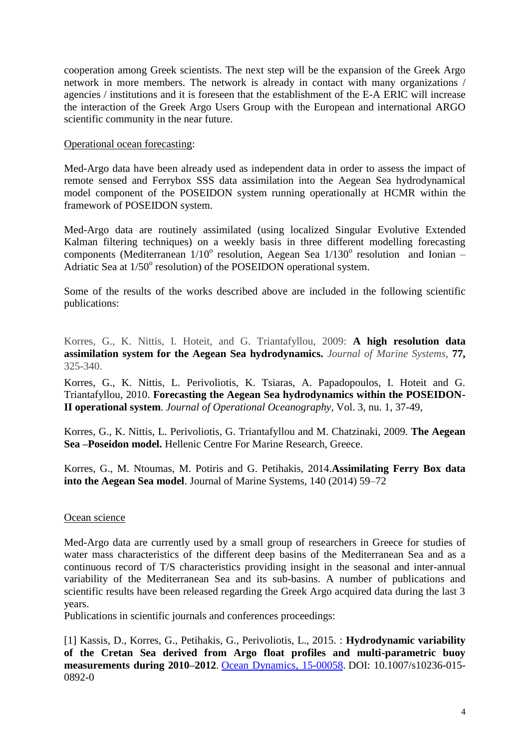cooperation among Greek scientists. The next step will be the expansion of the Greek Argo network in more members. The network is already in contact with many organizations / agencies / institutions and it is foreseen that the establishment of the E-A ERIC will increase the interaction of the Greek Argo Users Group with the European and international ARGO scientific community in the near future.

Operational ocean forecasting:

Med-Argo data have been already used as independent data in order to assess the impact of remote sensed and Ferrybox SSS data assimilation into the Aegean Sea hydrodynamical model component of the POSEIDON system running operationally at HCMR within the framework of POSEIDON system.

Med-Argo data are routinely assimilated (using localized Singular Evolutive Extended Kalman filtering techniques) on a weekly basis in three different modelling forecasting components (Mediterranean $1/10^{o}$ resolution, Aegean Sea $1/130^{o}$ resolution and Ionian – Adriatic Sea at $1/50^{o}$ resolution) of the POSEIDON operational system.

Some of the results of the works described above are included in the following scientific publications:

Korres, G., K. Nittis, I. Hoteit, and G. Triantafyllou, 2009: **A high resolution data assimilation system for the Aegean Sea hydrodynamics.** *Journal of Marine Systems*, **77,** 325-340.

Korres, G., K. Nittis, L. Perivoliotis, K. Tsiaras, A. Papadopoulos, I. Hoteit and G. Triantafyllou, 2010. **Forecasting the Aegean Sea hydrodynamics within the POSEIDON-II operational system**. *Journal of Operational Oceanography*, Vol. 3, nu. 1, 37-49,

Korres, G., K. Nittis, L. Perivoliotis, G. Triantafyllou and M. Chatzinaki, 2009. **The Aegean Sea –Poseidon model.** Hellenic Centre For Marine Research, Greece.

Korres, G., M. Ntoumas, M. Potiris and G. Petihakis, 2014.**Assimilating Ferry Box data into the Aegean Sea model**. Journal of Marine Systems, 140 (2014) 59–72

Ocean science

Med-Argo data are currently used by a small group of researchers in Greece for studies of water mass characteristics of the different deep basins of the Mediterranean Sea and as a continuous record of T/S characteristics providing insight in the seasonal and inter-annual variability of the Mediterranean Sea and its sub-basins. A number of publications and scientific results have been released regarding the Greek Argo acquired data during the last 3 years.

Publications in scientific journals and conferences proceedings:

[1] Kassis, D., Korres, G., Petihakis, G., Perivoliotis, L., 2015. : **Hydrodynamic variability of the Cretan Sea derived from Argo float profiles and multi-parametric buoy measurements during 2010–2012**. Ocean Dynamics, 15-00058. DOI: 10.1007/s10236-015-0892-0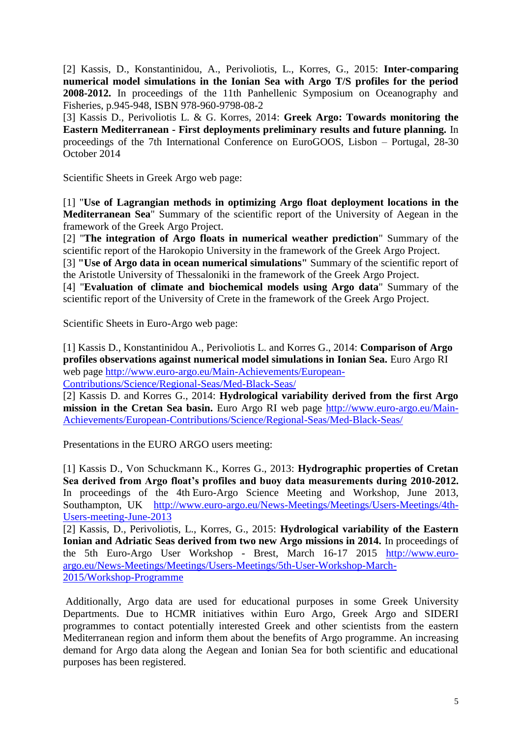[2] Kassis, D., Konstantinidou, A., Perivoliotis, L., Korres, G., 2015: **Inter-comparing numerical model simulations in the Ionian Sea with Argo T/S profiles for the period 2008-2012.** In proceedings of the 11th Panhellenic Symposium on Oceanography and Fisheries, p.945-948, ISBN 978-960-9798-08-2

[3] Kassis D., Perivoliotis L. & G. Korres, 2014: **Greek Argo: Towards monitoring the Eastern Mediterranean - First deployments preliminary results and future planning.** In proceedings of the 7th International Conference on EuroGOOS, Lisbon – Portugal, 28-30 October 2014

Scientific Sheets in Greek Argo web page:

[1] "**Use of Lagrangian methods in optimizing Argo float deployment locations in the Mediterranean Sea**" Summary of the scientific report of the University of Aegean in the framework of the Greek Argo Project.

[2] "**The integration of Argo floats in numerical weather prediction**" Summary of the scientific report of the Harokopio University in the framework of the Greek Argo Project.

[3] **"Use of Argo data in ocean numerical simulations"** Summary of the scientific report of the Aristotle University of Thessaloniki in the framework of the Greek Argo Project.

[4] "**Evaluation of climate and biochemical models using Argo data**" Summary of the scientific report of the University of Crete in the framework of the Greek Argo Project.

Scientific Sheets in Euro-Argo web page:

[1] Kassis D., Konstantinidou A., Perivoliotis L. and Korres G., 2014: **Comparison of Argo profiles observations against numerical model simulations in Ionian Sea.** Euro Argo RI web page http://www.euro-argo.eu/Main-Achievements/European-Contributions/Science/Regional-Seas/Med-Black-Seas/

[2] Kassis D. and Korres G., 2014: **Hydrological variability derived from the first Argo mission in the Cretan Sea basin.** Euro Argo RI web page http://www.euro-argo.eu/Main-Achievements/European-Contributions/Science/Regional-Seas/Med-Black-Seas/

Presentations in the EURO ARGO users meeting:

[1] Kassis D., Von Schuckmann K., Korres G., 2013: **Hydrographic properties of Cretan Sea derived from Argo float's profiles and buoy data measurements during 2010-2012.** In proceedings of the 4th Euro-Argo Science Meeting and Workshop, June 2013, Southampton, UK http://www.euro-argo.eu/News-Meetings/Meetings/Users-Meetings/4th-Users-meeting-June-2013

[2] Kassis, D., Perivoliotis, L., Korres, G., 2015: **Hydrological variability of the Eastern Ionian and Adriatic Seas derived from two new Argo missions in 2014.** In proceedings of the 5th Euro-Argo User Workshop - Brest, March 16-17 2015 http://www.euro-argo.eu/News-Meetings/Meetings/Users-Meetings/5th-User-Workshop-March-2015/Workshop-Programme

Additionally, Argo data are used for educational purposes in some Greek University Departments. Due to HCMR initiatives within Euro Argo, Greek Argo and SIDERI programmes to contact potentially interested Greek and other scientists from the eastern Mediterranean region and inform them about the benefits of Argo programme. An increasing demand for Argo data along the Aegean and Ionian Sea for both scientific and educational purposes has been registered.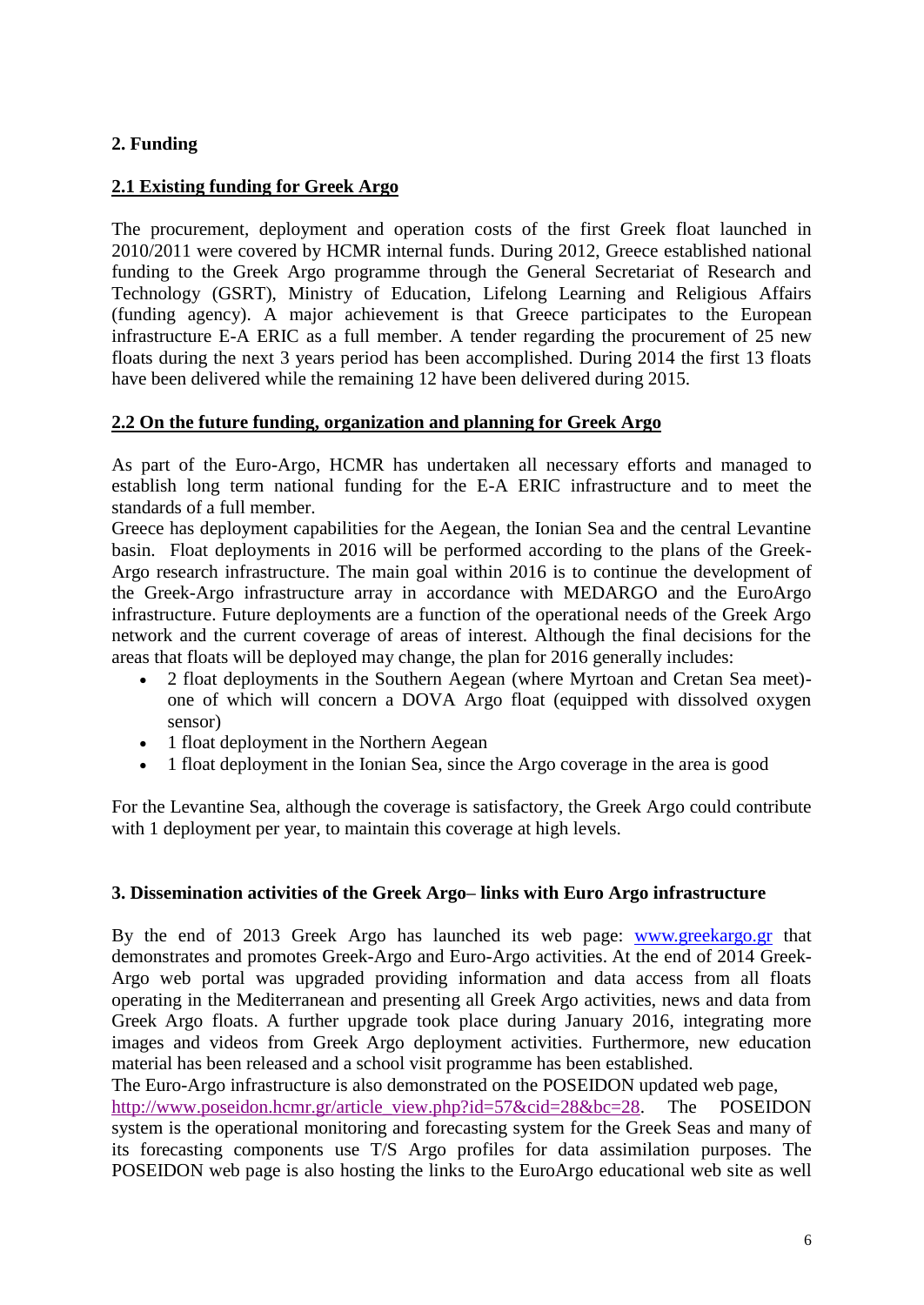## 2. Funding

### 2.1 Existing funding for Greek Argo

The procurement, deployment and operation costs of the first Greek float launched in 2010/2011 were covered by HCMR internal funds. During 2012, Greece established national funding to the Greek Argo programme through the General Secretariat of Research and Technology (GSRT), Ministry of Education, Lifelong Learning and Religious Affairs (funding agency). A major achievement is that Greece participates to the European infrastructure E-A ERIC as a full member. A tender regarding the procurement of 25 new floats during the next 3 years period has been accomplished. During 2014 the first 13 floats have been delivered while the remaining 12 have been delivered during 2015.

### 2.2 On the future funding, organization and planning for Greek Argo

As part of the Euro-Argo, HCMR has undertaken all necessary efforts and managed to establish long term national funding for the E-A ERIC infrastructure and to meet the standards of a full member.

Greece has deployment capabilities for the Aegean, the Ionian Sea and the central Levantine basin. Float deployments in 2016 will be performed according to the plans of the Greek-Argo research infrastructure. The main goal within 2016 is to continue the development of the Greek-Argo infrastructure array in accordance with MEDARGO and the EuroArgo infrastructure. Future deployments are a function of the operational needs of the Greek Argo network and the current coverage of areas of interest. Although the final decisions for the areas that floats will be deployed may change, the plan for 2016 generally includes:

- 2 float deployments in the Southern Aegean (where Myrtoan and Cretan Sea meet)- one of which will concern a DOVA Argo float (equipped with dissolved oxygen sensor)
- 1 float deployment in the Northern Aegean
- 1 float deployment in the Ionian Sea, since the Argo coverage in the area is good

For the Levantine Sea, although the coverage is satisfactory, the Greek Argo could contribute with 1 deployment per year, to maintain this coverage at high levels.

## 3. Dissemination activities of the Greek Argo– links with Euro Argo infrastructure

By the end of 2013 Greek Argo has launched its web page: www.greekargo.gr that demonstrates and promotes Greek-Argo and Euro-Argo activities. At the end of 2014 Greek-Argo web portal was upgraded providing information and data access from all floats operating in the Mediterranean and presenting all Greek Argo activities, news and data from Greek Argo floats. A further upgrade took place during January 2016, integrating more images and videos from Greek Argo deployment activities. Furthermore, new education material has been released and a school visit programme has been established.

The Euro-Argo infrastructure is also demonstrated on the POSEIDON updated web page, http://www.poseidon.hcmr.gr/article_view.php?id=57&cid=28&bc=28. The POSEIDON system is the operational monitoring and forecasting system for the Greek Seas and many of its forecasting components use T/S Argo profiles for data assimilation purposes. The POSEIDON web page is also hosting the links to the EuroArgo educational web site as well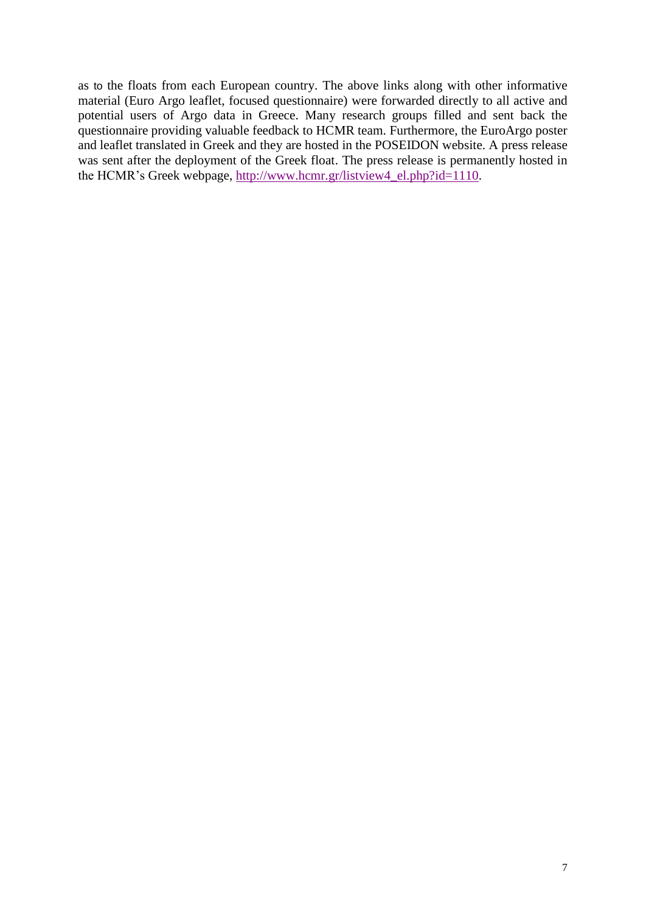as to the floats from each European country. The above links along with other informative material (Euro Argo leaflet, focused questionnaire) were forwarded directly to all active and potential users of Argo data in Greece. Many research groups filled and sent back the questionnaire providing valuable feedback to HCMR team. Furthermore, the EuroArgo poster and leaflet translated in Greek and they are hosted in the POSEIDON website. A press release was sent after the deployment of the Greek float. The press release is permanently hosted in the HCMR's Greek webpage, http://www.hcmr.gr/listview4_el.php?id=1110.